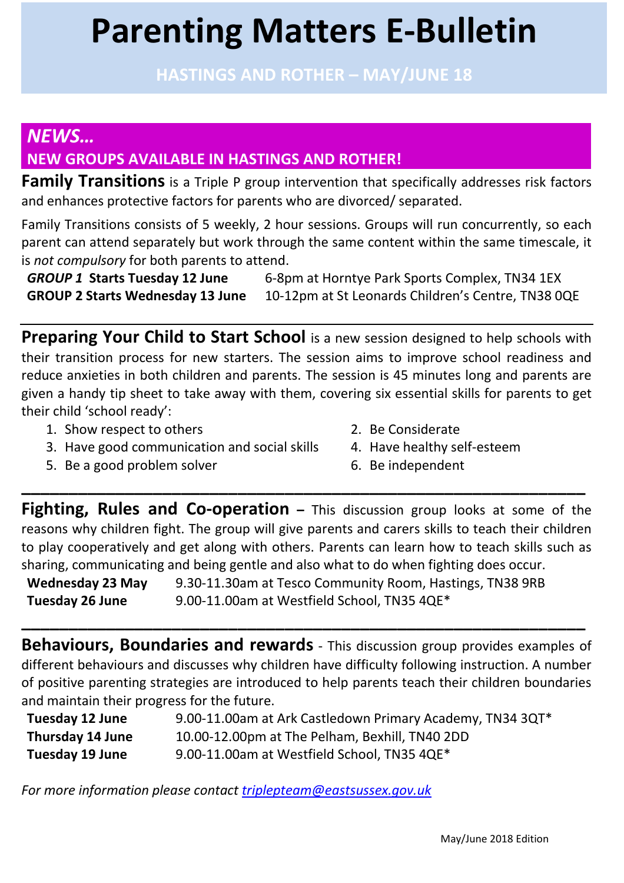# Parenting Matters E-Bulletin

## HASTINGS AND ROTHER – MAY/JUNE 18

## *NEWS…*

## NEW GROUPS AVAILABLE IN HASTINGS AND ROTHER!

**Family Transitions** is a Triple P group intervention that specifically addresses risk factors and enhances protective factors for parents who are divorced/ separated.

Family Transitions consists of 5 weekly, 2 hour sessions. Groups will run concurrently, so each parent can attend separately but work through the same content within the same timescale, it is *not compulsory* for both parents to attend.

| | |
|---|---|
| ***GROUP 1* Starts Tuesday 12 June** | 6-8pm at Horntye Park Sports Complex, TN34 1EX |
| **GROUP 2 Starts Wednesday 13 June** | 10-12pm at St Leonards Children's Centre, TN38 0QE |

---

**Preparing Your Child to Start School** is a new session designed to help schools with their transition process for new starters. The session aims to improve school readiness and reduce anxieties in both children and parents. The session is 45 minutes long and parents are given a handy tip sheet to take away with them, covering six essential skills for parents to get their child 'school ready':

1. Show respect to others
2. Be Considerate
3. Have good communication and social skills
4. Have healthy self-esteem
5. Be a good problem solver
6. Be independent

---

**Fighting, Rules and Co-operation** – This discussion group looks at some of the reasons why children fight. The group will give parents and carers skills to teach their children to play cooperatively and get along with others. Parents can learn how to teach skills such as sharing, communicating and being gentle and also what to do when fighting does occur.

| | |
|---|---|
| **Wednesday 23 May** | 9.30-11.30am at Tesco Community Room, Hastings, TN38 9RB |
| **Tuesday 26 June** | 9.00-11.00am at Westfield School, TN35 4QE* |

---

**Behaviours, Boundaries and rewards** - This discussion group provides examples of different behaviours and discusses why children have difficulty following instruction. A number of positive parenting strategies are introduced to help parents teach their children boundaries and maintain their progress for the future.

| | |
|---|---|
| **Tuesday 12 June** | 9.00-11.00am at Ark Castledown Primary Academy, TN34 3QT* |
| **Thursday 14 June** | 10.00-12.00pm at The Pelham, Bexhill, TN40 2DD |
| **Tuesday 19 June** | 9.00-11.00am at Westfield School, TN35 4QE* |

*For more information please contact [triplepteam@eastsussex.gov.uk](mailto:triplepteam@eastsussex.gov.uk)*

May/June 2018 Edition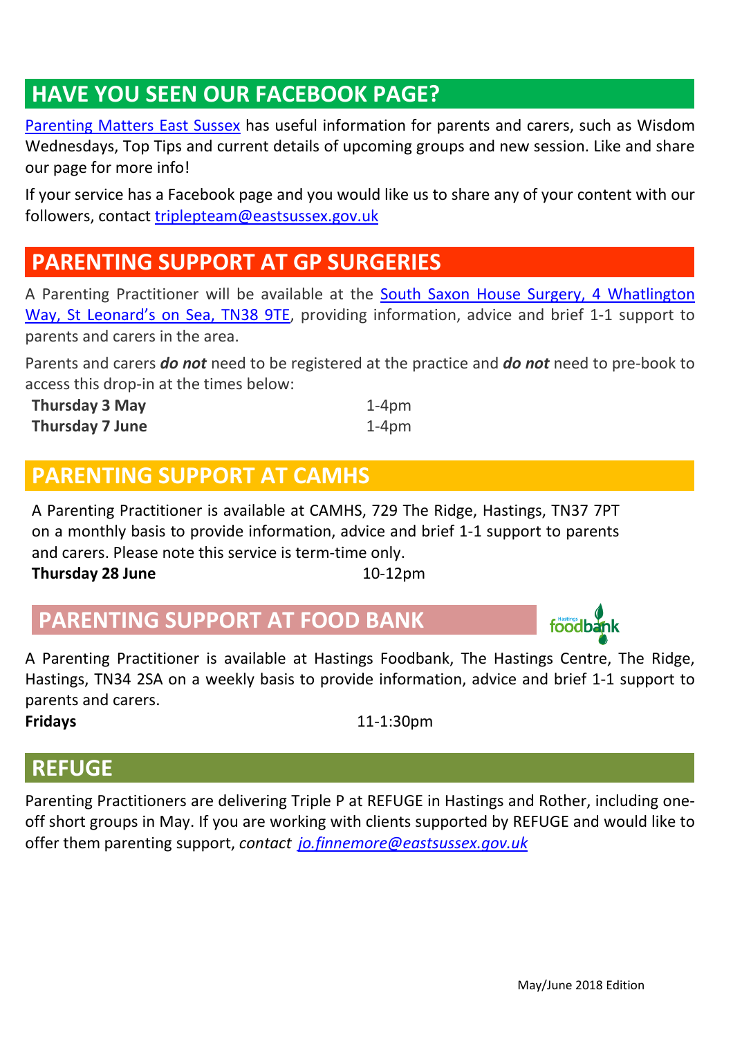## HAVE YOU SEEN OUR FACEBOOK PAGE?

Parenting Matters East Sussex has useful information for parents and carers, such as Wisdom Wednesdays, Top Tips and current details of upcoming groups and new session. Like and share our page for more info!

If your service has a Facebook page and you would like us to share any of your content with our followers, contact triplepteam@eastsussex.gov.uk

## PARENTING SUPPORT AT GP SURGERIES

A Parenting Practitioner will be available at the South Saxon House Surgery, 4 Whatlington Way, St Leonard's on Sea, TN38 9TE, providing information, advice and brief 1-1 support to parents and carers in the area.

Parents and carers ***do not*** need to be registered at the practice and ***do not*** need to pre-book to access this drop-in at the times below:

**Thursday 3 May** 1-4pm
**Thursday 7 June** 1-4pm

## PARENTING SUPPORT AT CAMHS

A Parenting Practitioner is available at CAMHS, 729 The Ridge, Hastings, TN37 7PT on a monthly basis to provide information, advice and brief 1-1 support to parents and carers. Please note this service is term-time only.

**Thursday 28 June** 10-12pm

## PARENTING SUPPORT AT FOOD BANK

A Parenting Practitioner is available at Hastings Foodbank, The Hastings Centre, The Ridge, Hastings, TN34 2SA on a weekly basis to provide information, advice and brief 1-1 support to parents and carers.

**Fridays** 11-1:30pm

## REFUGE

Parenting Practitioners are delivering Triple P at REFUGE in Hastings and Rother, including one-off short groups in May. If you are working with clients supported by REFUGE and would like to offer them parenting support, *contact jo.finnemore@eastsussex.gov.uk*

May/June 2018 Edition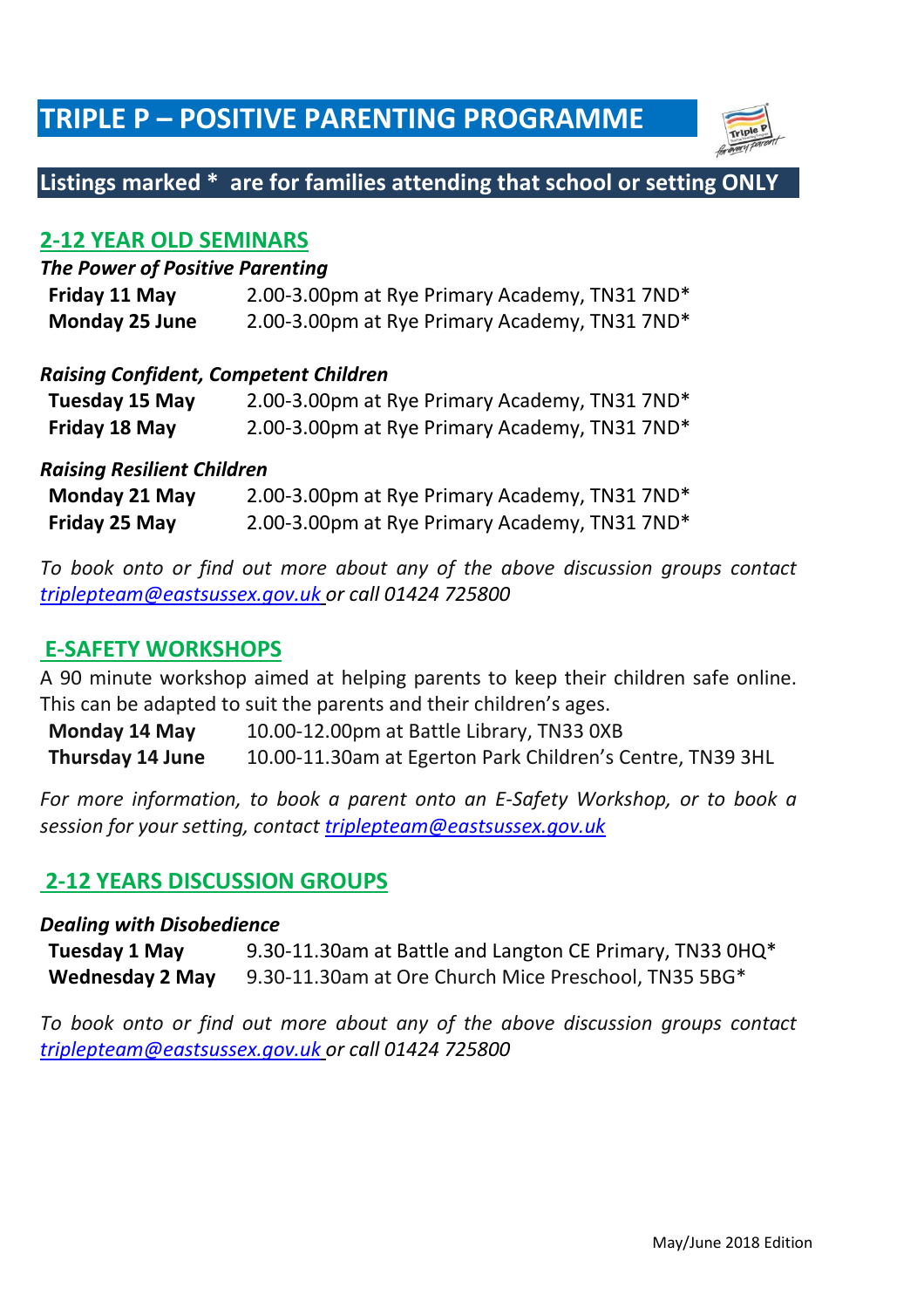# TRIPLE P – POSITIVE PARENTING PROGRAMME

**Listings marked * are for families attending that school or setting ONLY**

## 2-12 YEAR OLD SEMINARS

***The Power of Positive Parenting***

| | |
|---|---|
| **Friday 11 May** | 2.00-3.00pm at Rye Primary Academy, TN31 7ND* |
| **Monday 25 June** | 2.00-3.00pm at Rye Primary Academy, TN31 7ND* |

***Raising Confident, Competent Children***

| | |
|---|---|
| **Tuesday 15 May** | 2.00-3.00pm at Rye Primary Academy, TN31 7ND* |
| **Friday 18 May** | 2.00-3.00pm at Rye Primary Academy, TN31 7ND* |

***Raising Resilient Children***

| | |
|---|---|
| **Monday 21 May** | 2.00-3.00pm at Rye Primary Academy, TN31 7ND* |
| **Friday 25 May** | 2.00-3.00pm at Rye Primary Academy, TN31 7ND* |

*To book onto or find out more about any of the above discussion groups contact triplepteam@eastsussex.gov.uk or call 01424 725800*

## E-SAFETY WORKSHOPS

A 90 minute workshop aimed at helping parents to keep their children safe online. This can be adapted to suit the parents and their children's ages.

| | |
|---|---|
| **Monday 14 May** | 10.00-12.00pm at Battle Library, TN33 0XB |
| **Thursday 14 June** | 10.00-11.30am at Egerton Park Children's Centre, TN39 3HL |

*For more information, to book a parent onto an E-Safety Workshop, or to book a session for your setting, contact triplepteam@eastsussex.gov.uk*

## 2-12 YEARS DISCUSSION GROUPS

***Dealing with Disobedience***

| | |
|---|---|
| **Tuesday 1 May** | 9.30-11.30am at Battle and Langton CE Primary, TN33 0HQ* |
| **Wednesday 2 May** | 9.30-11.30am at Ore Church Mice Preschool, TN35 5BG* |

*To book onto or find out more about any of the above discussion groups contact triplepteam@eastsussex.gov.uk or call 01424 725800*

May/June 2018 Edition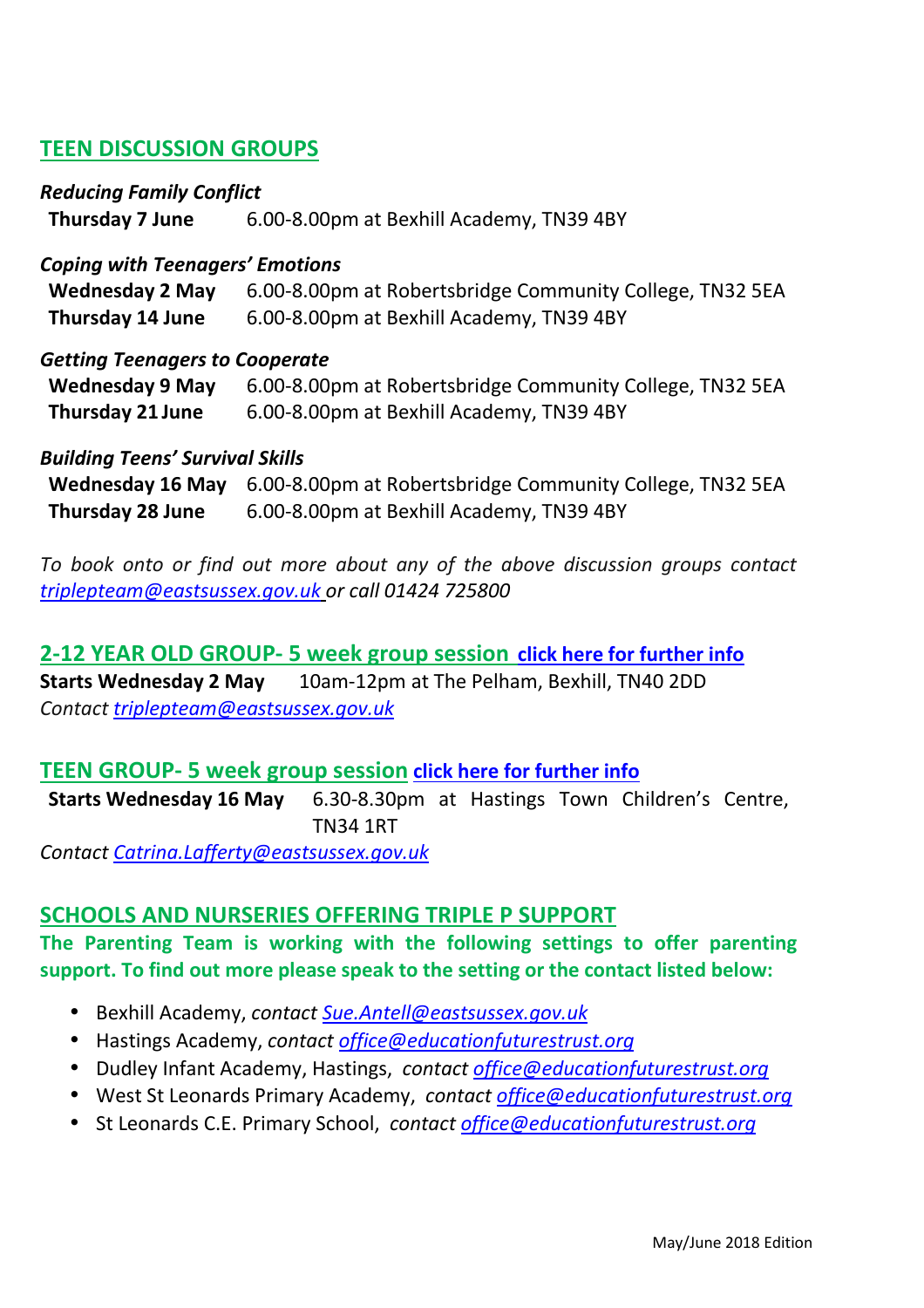## TEEN DISCUSSION GROUPS

*Reducing Family Conflict*

**Thursday 7 June** 6.00-8.00pm at Bexhill Academy, TN39 4BY

*Coping with Teenagers' Emotions*

**Wednesday 2 May** 6.00-8.00pm at Robertsbridge Community College, TN32 5EA
**Thursday 14 June** 6.00-8.00pm at Bexhill Academy, TN39 4BY

*Getting Teenagers to Cooperate*

**Wednesday 9 May** 6.00-8.00pm at Robertsbridge Community College, TN32 5EA
**Thursday 21 June** 6.00-8.00pm at Bexhill Academy, TN39 4BY

*Building Teens' Survival Skills*

**Wednesday 16 May** 6.00-8.00pm at Robertsbridge Community College, TN32 5EA
**Thursday 28 June** 6.00-8.00pm at Bexhill Academy, TN39 4BY

*To book onto or find out more about any of the above discussion groups contact triplepteam@eastsussex.gov.uk or call 01424 725800*

## 2-12 YEAR OLD GROUP- 5 week group session click here for further info

**Starts Wednesday 2 May** 10am-12pm at The Pelham, Bexhill, TN40 2DD
*Contact triplepteam@eastsussex.gov.uk*

## TEEN GROUP- 5 week group session click here for further info

**Starts Wednesday 16 May** 6.30-8.30pm at Hastings Town Children's Centre, TN34 1RT
*Contact Catrina.Lafferty@eastsussex.gov.uk*

## SCHOOLS AND NURSERIES OFFERING TRIPLE P SUPPORT

**The Parenting Team is working with the following settings to offer parenting support. To find out more please speak to the setting or the contact listed below:**

- Bexhill Academy, *contact Sue.Antell@eastsussex.gov.uk*
- Hastings Academy, *contact office@educationfuturestrust.org*
- Dudley Infant Academy, Hastings, *contact office@educationfuturestrust.org*
- West St Leonards Primary Academy, *contact office@educationfuturestrust.org*
- St Leonards C.E. Primary School, *contact office@educationfuturestrust.org*

May/June 2018 Edition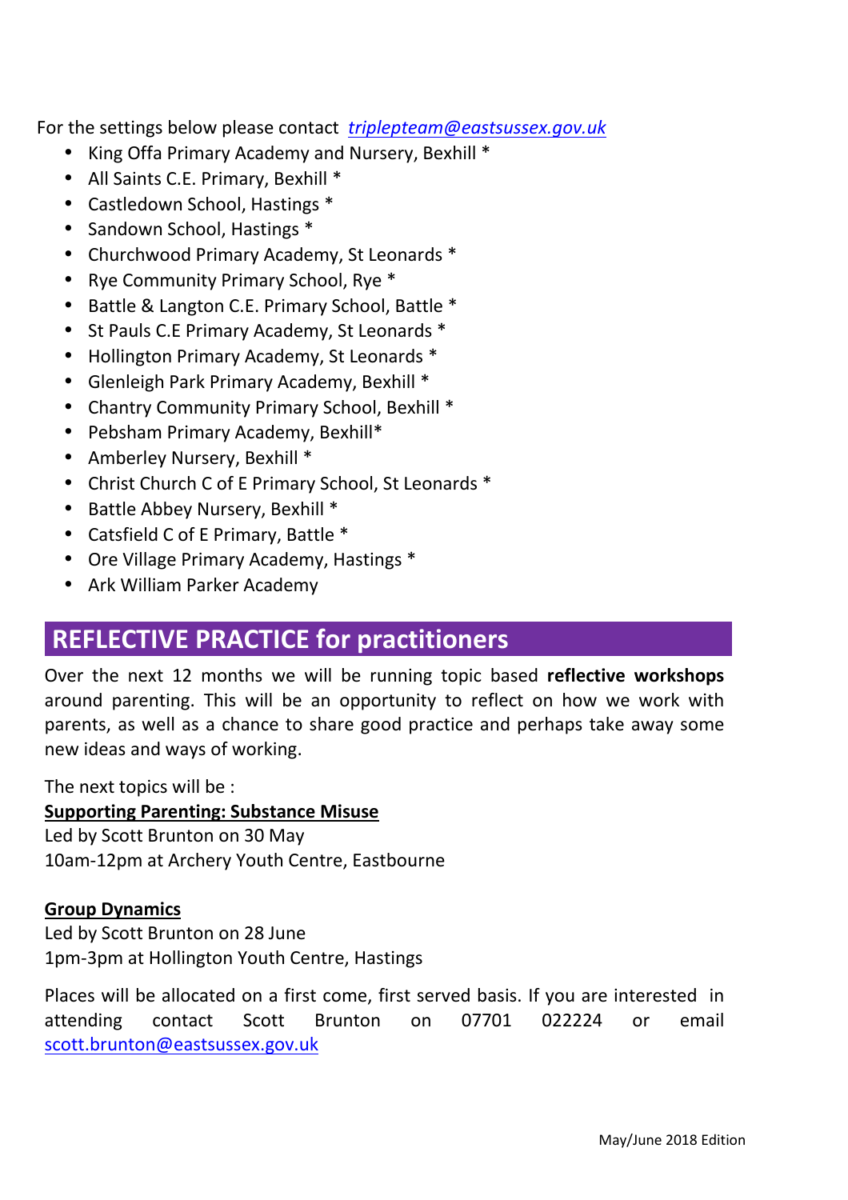For the settings below please contact *[triplepteam@eastsussex.gov.uk](mailto:triplepteam@eastsussex.gov.uk)*

- King Offa Primary Academy and Nursery, Bexhill *
- All Saints C.E. Primary, Bexhill *
- Castledown School, Hastings *
- Sandown School, Hastings *
- Churchwood Primary Academy, St Leonards *
- Rye Community Primary School, Rye *
- Battle & Langton C.E. Primary School, Battle *
- St Pauls C.E Primary Academy, St Leonards *
- Hollington Primary Academy, St Leonards *
- Glenleigh Park Primary Academy, Bexhill *
- Chantry Community Primary School, Bexhill *
- Pebsham Primary Academy, Bexhill*
- Amberley Nursery, Bexhill *
- Christ Church C of E Primary School, St Leonards *
- Battle Abbey Nursery, Bexhill *
- Catsfield C of E Primary, Battle *
- Ore Village Primary Academy, Hastings *
- Ark William Parker Academy

## REFLECTIVE PRACTICE for practitioners

Over the next 12 months we will be running topic based **reflective workshops** around parenting. This will be an opportunity to reflect on how we work with parents, as well as a chance to share good practice and perhaps take away some new ideas and ways of working.

The next topics will be :

**Supporting Parenting: Substance Misuse**
Led by Scott Brunton on 30 May
10am-12pm at Archery Youth Centre, Eastbourne

**Group Dynamics**
Led by Scott Brunton on 28 June
1pm-3pm at Hollington Youth Centre, Hastings

Places will be allocated on a first come, first served basis. If you are interested in attending contact Scott Brunton on 07701 022224 or email [scott.brunton@eastsussex.gov.uk](mailto:scott.brunton@eastsussex.gov.uk)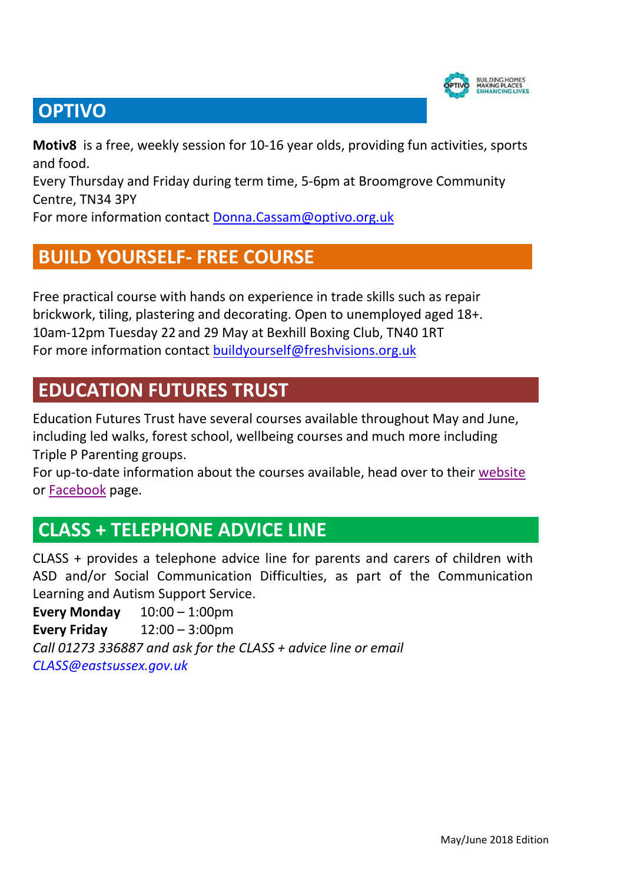## OPTIVO

**Motiv8** is a free, weekly session for 10-16 year olds, providing fun activities, sports and food.
Every Thursday and Friday during term time, 5-6pm at Broomgrove Community Centre, TN34 3PY
For more information contact Donna.Cassam@optivo.org.uk

## BUILD YOURSELF- FREE COURSE

Free practical course with hands on experience in trade skills such as repair brickwork, tiling, plastering and decorating. Open to unemployed aged 18+.
10am-12pm Tuesday 22 and 29 May at Bexhill Boxing Club, TN40 1RT
For more information contact buildyourself@freshvisions.org.uk

## EDUCATION FUTURES TRUST

Education Futures Trust have several courses available throughout May and June, including led walks, forest school, wellbeing courses and much more including Triple P Parenting groups.
For up-to-date information about the courses available, head over to their website or Facebook page.

## CLASS + TELEPHONE ADVICE LINE

CLASS + provides a telephone advice line for parents and carers of children with ASD and/or Social Communication Difficulties, as part of the Communication Learning and Autism Support Service.

**Every Monday** 10:00 – 1:00pm
**Every Friday** 12:00 – 3:00pm

*Call 01273 336887 and ask for the CLASS + advice line or email CLASS@eastsussex.gov.uk*